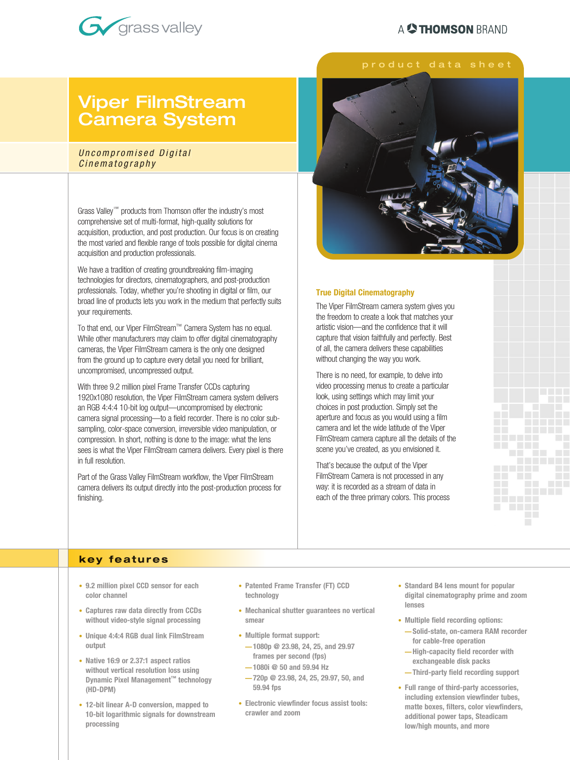grass valley

A THOMSON BRAND

product data sheet

# Viper FilmStream Camera System

*Uncompromised Digital Cinematography*

Grass Valley™ products from Thomson offer the industry's most comprehensive set of multi-format, high-quality solutions for acquisition, production, and post production. Our focus is on creating the most varied and flexible range of tools possible for digital cinema acquisition and production professionals.

We have a tradition of creating groundbreaking film-imaging technologies for directors, cinematographers, and post-production professionals. Today, whether you're shooting in digital or film, our broad line of products lets you work in the medium that perfectly suits your requirements.

To that end, our Viper FilmStream™ Camera System has no equal. While other manufacturers may claim to offer digital cinematography cameras, the Viper FilmStream camera is the only one designed from the ground up to capture every detail you need for brilliant, uncompromised, uncompressed output.

With three 9.2 million pixel Frame Transfer CCDs capturing 1920x1080 resolution, the Viper FilmStream camera system delivers an RGB 4:4:4 10-bit log output—uncompromised by electronic camera signal processing—to a field recorder. There is no color sub-sampling, color-space conversion, irreversible video manipulation, or compression. In short, nothing is done to the image: what the lens sees is what the Viper FilmStream camera delivers. Every pixel is there in full resolution.

Part of the Grass Valley FilmStream workflow, the Viper FilmStream camera delivers its output directly into the post-production process for finishing.

### True Digital Cinematography

The Viper FilmStream camera system gives you the freedom to create a look that matches your artistic vision—and the confidence that it will capture that vision faithfully and perfectly. Best of all, the camera delivers these capabilities without changing the way you work.

There is no need, for example, to delve into video processing menus to create a particular look, using settings which may limit your choices in post production. Simply set the aperture and focus as you would using a film camera and let the wide latitude of the Viper FilmStream camera capture all the details of the scene you've created, as you envisioned it.

That's because the output of the Viper FilmStream Camera is not processed in any way: it is recorded as a stream of data in each of the three primary colors. This process

## key features

- 9.2 million pixel CCD sensor for each color channel
- Captures raw data directly from CCDs without video-style signal processing
- Unique 4:4:4 RGB dual link FilmStream output
- Native 16:9 or 2.37:1 aspect ratios without vertical resolution loss using Dynamic Pixel Management™ technology (HD-DPM)
- 12-bit linear A-D conversion, mapped to 10-bit logarithmic signals for downstream processing
- Patented Frame Transfer (FT) CCD technology
- Mechanical shutter guarantees no vertical smear
- Multiple format support:
  - —1080p @ 23.98, 24, 25, and 29.97 frames per second (fps)
  - —1080i @ 50 and 59.94 Hz
  - —720p @ 23.98, 24, 25, 29.97, 50, and 59.94 fps
- Electronic viewfinder focus assist tools: crawler and zoom
- Standard B4 lens mount for popular digital cinematography prime and zoom lenses
- Multiple field recording options:
  - —Solid-state, on-camera RAM recorder for cable-free operation
  - —High-capacity field recorder with exchangeable disk packs
  - —Third-party field recording support
- Full range of third-party accessories, including extension viewfinder tubes, matte boxes, filters, color viewfinders, additional power taps, Steadicam low/high mounts, and more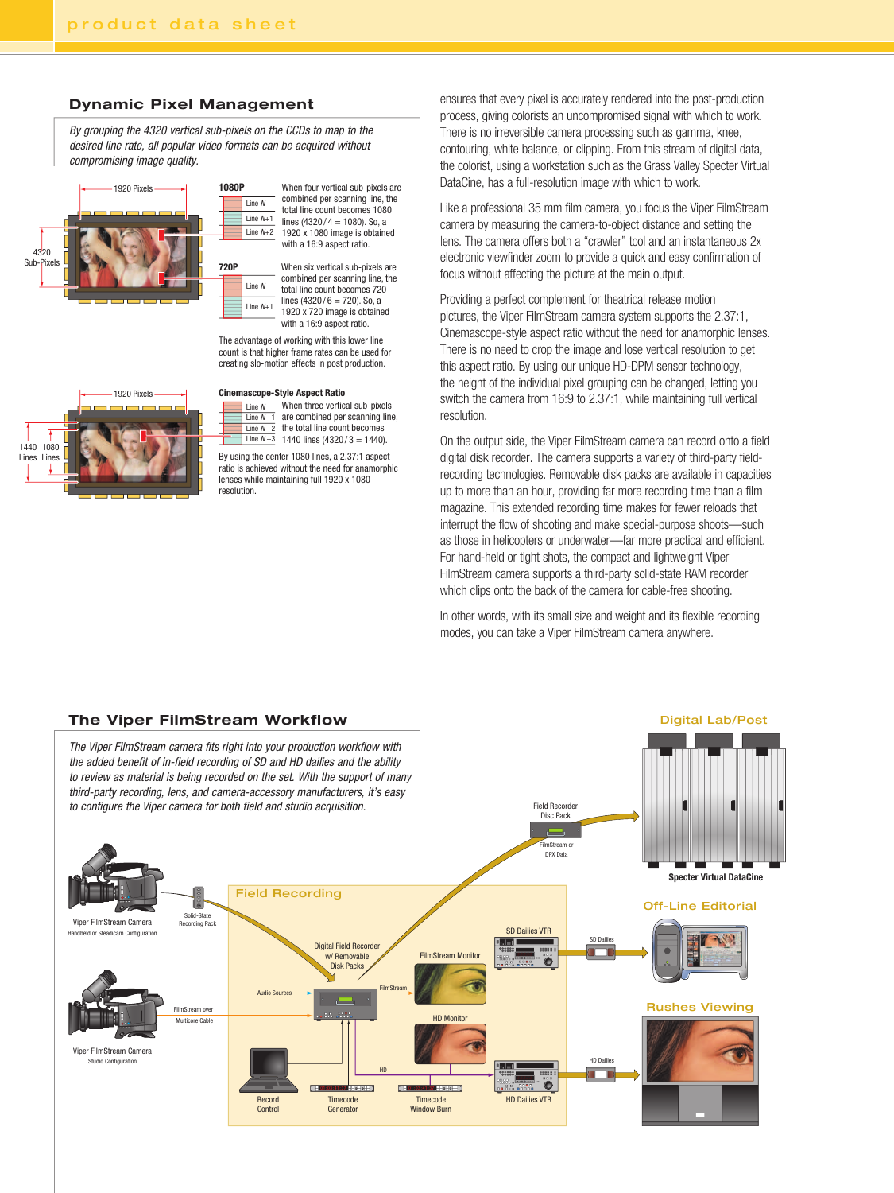## Dynamic Pixel Management

*By grouping the 4320 vertical sub-pixels on the CCDs to map to the desired line rate, all popular video formats can be acquired without compromising image quality.*

1920 Pixels

4320 Sub-Pixels

**1080P**

Line *N*
Line *N*+1
Line *N*+2

When four vertical sub-pixels are combined per scanning line, the total line count becomes 1080 lines (4320 / 4 = 1080). So, a 1920 x 1080 image is obtained with a 16:9 aspect ratio.

**720P**

Line *N*
Line *N*+1

When six vertical sub-pixels are combined per scanning line, the total line count becomes 720 lines (4320 / 6 = 720). So, a 1920 x 720 image is obtained with a 16:9 aspect ratio.

The advantage of working with this lower line count is that higher frame rates can be used for creating slo-motion effects in post production.

1920 Pixels

1440 Lines 1080 Lines

**Cinemascope-Style Aspect Ratio**

Line *N*
Line *N*+1
Line *N*+2
Line *N*+3

When three vertical sub-pixels are combined per scanning line, the total line count becomes 1440 lines (4320 / 3 = 1440).

By using the center 1080 lines, a 2.37:1 aspect ratio is achieved without the need for anamorphic lenses while maintaining full 1920 x 1080 resolution.

ensures that every pixel is accurately rendered into the post-production process, giving colorists an uncompromised signal with which to work. There is no irreversible camera processing such as gamma, knee, contouring, white balance, or clipping. From this stream of digital data, the colorist, using a workstation such as the Grass Valley Specter Virtual DataCine, has a full-resolution image with which to work.

Like a professional 35 mm film camera, you focus the Viper FilmStream camera by measuring the camera-to-object distance and setting the lens. The camera offers both a "crawler" tool and an instantaneous 2x electronic viewfinder zoom to provide a quick and easy confirmation of focus without affecting the picture at the main output.

Providing a perfect complement for theatrical release motion pictures, the Viper FilmStream camera system supports the 2.37:1, Cinemascope-style aspect ratio without the need for anamorphic lenses. There is no need to crop the image and lose vertical resolution to get this aspect ratio. By using our unique HD-DPM sensor technology, the height of the individual pixel grouping can be changed, letting you switch the camera from 16:9 to 2.37:1, while maintaining full vertical resolution.

On the output side, the Viper FilmStream camera can record onto a field digital disk recorder. The camera supports a variety of third-party field-recording technologies. Removable disk packs are available in capacities up to more than an hour, providing far more recording time than a film magazine. This extended recording time makes for fewer reloads that interrupt the flow of shooting and make special-purpose shoots—such as those in helicopters or underwater—far more practical and efficient. For hand-held or tight shots, the compact and lightweight Viper FilmStream camera supports a third-party solid-state RAM recorder which clips onto the back of the camera for cable-free shooting.

In other words, with its small size and weight and its flexible recording modes, you can take a Viper FilmStream camera anywhere.

## The Viper FilmStream Workflow

*The Viper FilmStream camera fits right into your production workflow with the added benefit of in-field recording of SD and HD dailies and the ability to review as material is being recorded on the set. With the support of many third-party recording, lens, and camera-accessory manufacturers, it's easy to configure the Viper camera for both field and studio acquisition.*

Viper FilmStream Camera
Handheld or Steadicam Configuration

Solid-State Recording Pack

Viper FilmStream Camera
Studio Configuration

FilmStream over Multicore Cable

**Field Recording**

Audio Sources

Digital Field Recorder w/ Removable Disk Packs

FilmStream

FilmStream Monitor

HD Monitor

HD

Record Control

Timecode Generator

Timecode Window Burn

SD Dailies VTR

HD Dailies VTR

Field Recorder Disc Pack

FilmStream or DPX Data

**Digital Lab/Post**

Specter Virtual DataCine

SD Dailies

**Off-Line Editorial**

HD Dailies

**Rushes Viewing**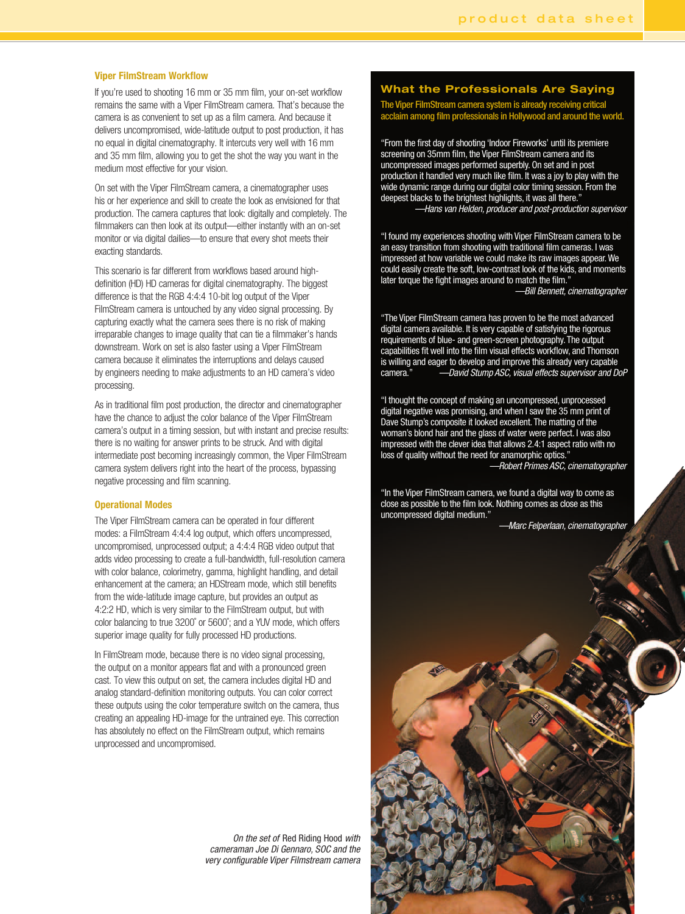### Viper FilmStream Workflow

If you're used to shooting 16 mm or 35 mm film, your on-set workflow remains the same with a Viper FilmStream camera. That's because the camera is as convenient to set up as a film camera. And because it delivers uncompromised, wide-latitude output to post production, it has no equal in digital cinematography. It intercuts very well with 16 mm and 35 mm film, allowing you to get the shot the way you want in the medium most effective for your vision.

On set with the Viper FilmStream camera, a cinematographer uses his or her experience and skill to create the look as envisioned for that production. The camera captures that look: digitally and completely. The filmmakers can then look at its output—either instantly with an on-set monitor or via digital dailies—to ensure that every shot meets their exacting standards.

This scenario is far different from workflows based around high-definition (HD) HD cameras for digital cinematography. The biggest difference is that the RGB 4:4:4 10-bit log output of the Viper FilmStream camera is untouched by any video signal processing. By capturing exactly what the camera sees there is no risk of making irreparable changes to image quality that can tie a filmmaker's hands downstream. Work on set is also faster using a Viper FilmStream camera because it eliminates the interruptions and delays caused by engineers needing to make adjustments to an HD camera's video processing.

As in traditional film post production, the director and cinematographer have the chance to adjust the color balance of the Viper FilmStream camera's output in a timing session, but with instant and precise results: there is no waiting for answer prints to be struck. And with digital intermediate post becoming increasingly common, the Viper FilmStream camera system delivers right into the heart of the process, bypassing negative processing and film scanning.

### Operational Modes

The Viper FilmStream camera can be operated in four different modes: a FilmStream 4:4:4 log output, which offers uncompressed, uncompromised, unprocessed output; a 4:4:4 RGB video output that adds video processing to create a full-bandwidth, full-resolution camera with color balance, colorimetry, gamma, highlight handling, and detail enhancement at the camera; an HDStream mode, which still benefits from the wide-latitude image capture, but provides an output as 4:2:2 HD, which is very similar to the FilmStream output, but with color balancing to true 3200° or 5600°; and a YUV mode, which offers superior image quality for fully processed HD productions.

In FilmStream mode, because there is no video signal processing, the output on a monitor appears flat and with a pronounced green cast. To view this output on set, the camera includes digital HD and analog standard-definition monitoring outputs. You can color correct these outputs using the color temperature switch on the camera, thus creating an appealing HD-image for the untrained eye. This correction has absolutely no effect on the FilmStream output, which remains unprocessed and uncompromised.

## What the Professionals Are Saying

**The Viper FilmStream camera system is already receiving critical acclaim among film professionals in Hollywood and around the world.**

"From the first day of shooting 'Indoor Fireworks' until its premiere screening on 35mm film, the Viper FilmStream camera and its uncompressed images performed superbly. On set and in post production it handled very much like film. It was a joy to play with the wide dynamic range during our digital color timing session. From the deepest blacks to the brightest highlights, it was all there."
*—Hans van Helden, producer and post-production supervisor*

"I found my experiences shooting with Viper FilmStream camera to be an easy transition from shooting with traditional film cameras. I was impressed at how variable we could make its raw images appear. We could easily create the soft, low-contrast look of the kids, and moments later torque the fight images around to match the film."
*—Bill Bennett, cinematographer*

"The Viper FilmStream camera has proven to be the most advanced digital camera available. It is very capable of satisfying the rigorous requirements of blue- and green-screen photography. The output capabilities fit well into the film visual effects workflow, and Thomson is willing and eager to develop and improve this already very capable camera."
*—David Stump ASC, visual effects supervisor and DoP*

"I thought the concept of making an uncompressed, unprocessed digital negative was promising, and when I saw the 35 mm print of Dave Stump's composite it looked excellent. The matting of the woman's blond hair and the glass of water were perfect. I was also impressed with the clever idea that allows 2.4:1 aspect ratio with no loss of quality without the need for anamorphic optics."
*—Robert Primes ASC, cinematographer*

"In the Viper FilmStream camera, we found a digital way to come as close as possible to the film look. Nothing comes as close as this uncompressed digital medium."
*—Marc Felperlaan, cinematographer*

*On the set of* Red Riding Hood *with cameraman Joe Di Gennaro, SOC and the very configurable Viper Filmstream camera*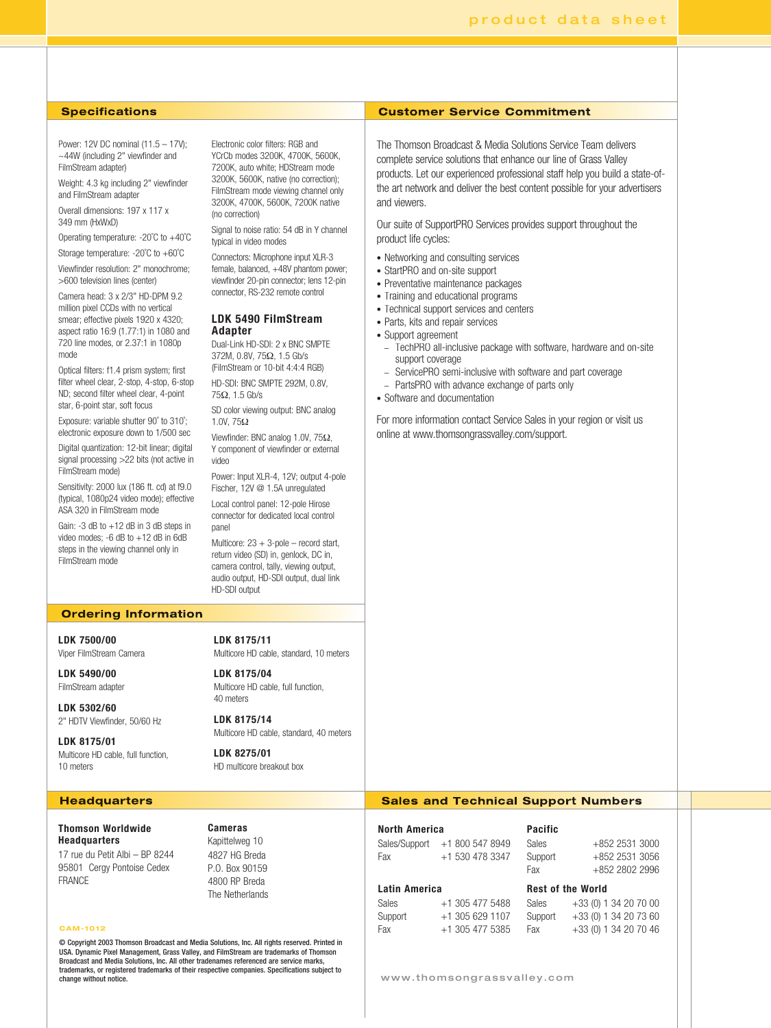## Specifications

Power: 12V DC nominal (11.5 – 17V); ~44W (including 2" viewfinder and FilmStream adapter)

Weight: 4.3 kg including 2" viewfinder and FilmStream adapter

Overall dimensions: 197 x 117 x 349 mm (HxWxD)

Operating temperature: -20˚C to +40˚C

Storage temperature: -20˚C to +60˚C

Viewfinder resolution: 2" monochrome; >600 television lines (center)

Camera head: 3 x 2/3" HD-DPM 9.2 million pixel CCDs with no vertical smear; effective pixels 1920 x 4320; aspect ratio 16:9 (1.77:1) in 1080 and 720 line modes, or 2.37:1 in 1080p mode

Optical filters: f1.4 prism system; first filter wheel clear, 2-stop, 4-stop, 6-stop ND; second filter wheel clear, 4-point star, 6-point star, soft focus

Exposure: variable shutter 90˚ to 310˚; electronic exposure down to 1/500 sec

Digital quantization: 12-bit linear; digital signal processing >22 bits (not active in FilmStream mode)

Sensitivity: 2000 lux (186 ft. cd) at f9.0 (typical, 1080p24 video mode); effective ASA 320 in FilmStream mode

Gain: -3 dB to +12 dB in 3 dB steps in video modes; -6 dB to +12 dB in 6dB steps in the viewing channel only in FilmStream mode

Electronic color filters: RGB and YCrCb modes 3200K, 4700K, 5600K, 7200K, auto white; HDStream mode 3200K, 5600K, native (no correction); FilmStream mode viewing channel only 3200K, 4700K, 5600K, 7200K native (no correction)

Signal to noise ratio: 54 dB in Y channel typical in video modes

Connectors: Microphone input XLR-3 female, balanced, +48V phantom power; viewfinder 20-pin connector; lens 12-pin connector, RS-232 remote control

### LDK 5490 FilmStream Adapter

Dual-Link HD-SDI: 2 x BNC SMPTE 372M, 0.8V, 75Ω, 1.5 Gb/s (FilmStream or 10-bit 4:4:4 RGB)

HD-SDI: BNC SMPTE 292M, 0.8V, 75Ω, 1.5 Gb/s

SD color viewing output: BNC analog 1.0V, 75Ω

Viewfinder: BNC analog 1.0V, 75Ω, Y component of viewfinder or external video

Power: Input XLR-4, 12V; output 4-pole Fischer, 12V @ 1.5A unregulated

Local control panel: 12-pole Hirose connector for dedicated local control panel

Multicore: 23 + 3-pole – record start, return video (SD) in, genlock, DC in, camera control, tally, viewing output, audio output, HD-SDI output, dual link HD-SDI output

## Ordering Information

**LDK 7500/00**
Viper FilmStream Camera

**LDK 5490/00**
FilmStream adapter

**LDK 5302/60**
2" HDTV Viewfinder, 50/60 Hz

**LDK 8175/01**
Multicore HD cable, full function, 10 meters

**LDK 8175/11**
Multicore HD cable, standard, 10 meters

**LDK 8175/04**
Multicore HD cable, full function, 40 meters

**LDK 8175/14**
Multicore HD cable, standard, 40 meters

**LDK 8275/01**
HD multicore breakout box

## Customer Service Commitment

The Thomson Broadcast & Media Solutions Service Team delivers complete service solutions that enhance our line of Grass Valley products. Let our experienced professional staff help you build a state-of-the art network and deliver the best content possible for your advertisers and viewers.

Our suite of SupportPRO Services provides support throughout the product life cycles:

- Networking and consulting services
- StartPRO and on-site support
- Preventative maintenance packages
- Training and educational programs
- Technical support services and centers
- Parts, kits and repair services
- Support agreement
  - TechPRO all-inclusive package with software, hardware and on-site support coverage
  - ServicePRO semi-inclusive with software and part coverage
  - PartsPRO with advance exchange of parts only
- Software and documentation

For more information contact Service Sales in your region or visit us online at www.thomsongrassvalley.com/support.

## Headquarters

**Thomson Worldwide Headquarters**
17 rue du Petit Albi – BP 8244
95801 Cergy Pontoise Cedex
FRANCE

**Cameras**
Kapittelweg 10
4827 HG Breda
P.O. Box 90159
4800 RP Breda
The Netherlands

CAM-1012

© Copyright 2003 Thomson Broadcast and Media Solutions, Inc. All rights reserved. Printed in USA. Dynamic Pixel Management, Grass Valley, and FilmStream are trademarks of Thomson Broadcast and Media Solutions, Inc. All other tradenames referenced are service marks, trademarks, or registered trademarks of their respective companies. Specifications subject to change without notice.

## Sales and Technical Support Numbers

**North America**

| | |
|---|---|
| Sales/Support | +1 800 547 8949 |
| Fax | +1 530 478 3347 |

**Latin America**

| | |
|---|---|
| Sales | +1 305 477 5488 |
| Support | +1 305 629 1107 |
| Fax | +1 305 477 5385 |

**Pacific**

| | |
|---|---|
| Sales | +852 2531 3000 |
| Support | +852 2531 3056 |
| Fax | +852 2802 2996 |

**Rest of the World**

| | |
|---|---|
| Sales | +33 (0) 1 34 20 70 00 |
| Support | +33 (0) 1 34 20 73 60 |
| Fax | +33 (0) 1 34 20 70 46 |

www.thomsongrassvalley.com